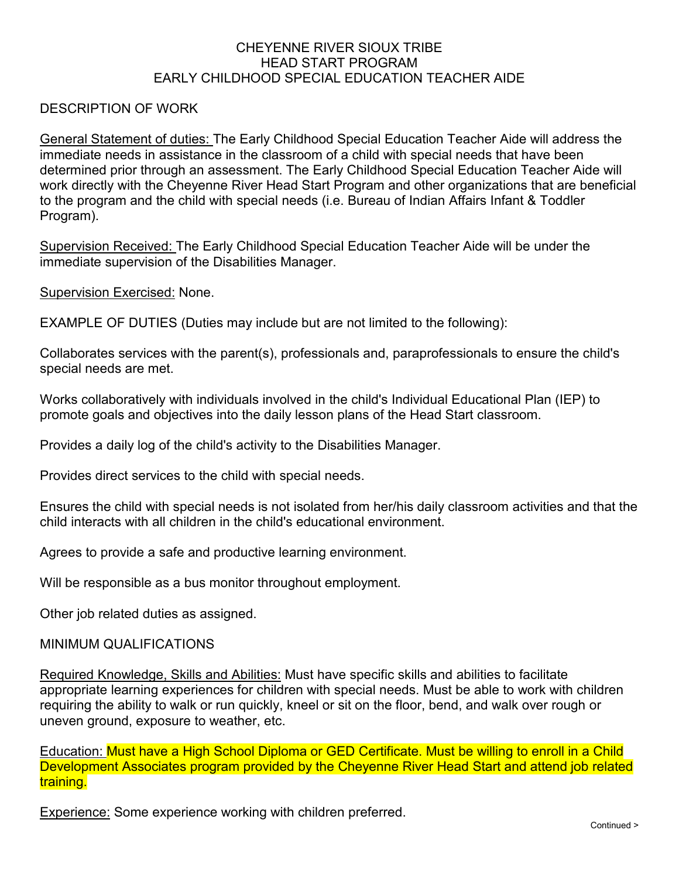# CHEYENNE RIVER SIOUX TRIBE
# HEAD START PROGRAM
# EARLY CHILDHOOD SPECIAL EDUCATION TEACHER AIDE

## DESCRIPTION OF WORK

General Statement of duties: The Early Childhood Special Education Teacher Aide will address the immediate needs in assistance in the classroom of a child with special needs that have been determined prior through an assessment. The Early Childhood Special Education Teacher Aide will work directly with the Cheyenne River Head Start Program and other organizations that are beneficial to the program and the child with special needs (i.e. Bureau of Indian Affairs Infant & Toddler Program).

Supervision Received: The Early Childhood Special Education Teacher Aide will be under the immediate supervision of the Disabilities Manager.

Supervision Exercised: None.

## EXAMPLE OF DUTIES (Duties may include but are not limited to the following):

Collaborates services with the parent(s), professionals and, paraprofessionals to ensure the child's special needs are met.

Works collaboratively with individuals involved in the child's Individual Educational Plan (IEP) to promote goals and objectives into the daily lesson plans of the Head Start classroom.

Provides a daily log of the child's activity to the Disabilities Manager.

Provides direct services to the child with special needs.

Ensures the child with special needs is not isolated from her/his daily classroom activities and that the child interacts with all children in the child's educational environment.

Agrees to provide a safe and productive learning environment.

Will be responsible as a bus monitor throughout employment.

Other job related duties as assigned.

## MINIMUM QUALIFICATIONS

Required Knowledge, Skills and Abilities: Must have specific skills and abilities to facilitate appropriate learning experiences for children with special needs. Must be able to work with children requiring the ability to walk or run quickly, kneel or sit on the floor, bend, and walk over rough or uneven ground, exposure to weather, etc.

Education: Must have a High School Diploma or GED Certificate. Must be willing to enroll in a Child Development Associates program provided by the Cheyenne River Head Start and attend job related training.

Experience: Some experience working with children preferred.

Continued >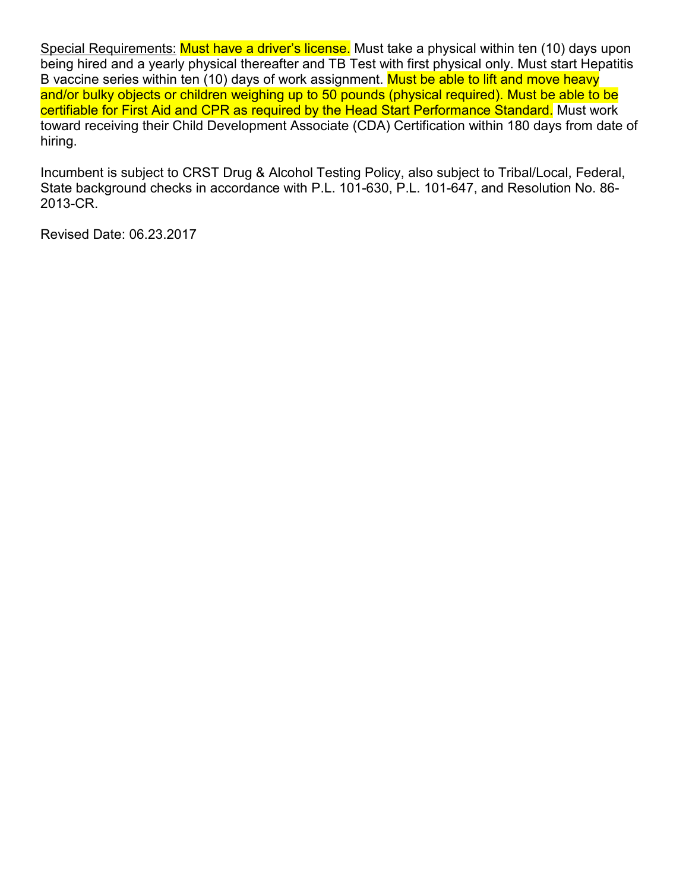Special Requirements: Must have a driver's license. Must take a physical within ten (10) days upon being hired and a yearly physical thereafter and TB Test with first physical only. Must start Hepatitis B vaccine series within ten (10) days of work assignment. Must be able to lift and move heavy and/or bulky objects or children weighing up to 50 pounds (physical required). Must be able to be certifiable for First Aid and CPR as required by the Head Start Performance Standard. Must work toward receiving their Child Development Associate (CDA) Certification within 180 days from date of hiring.

Incumbent is subject to CRST Drug & Alcohol Testing Policy, also subject to Tribal/Local, Federal, State background checks in accordance with P.L. 101-630, P.L. 101-647, and Resolution No. 86-2013-CR.

Revised Date: 06.23.2017